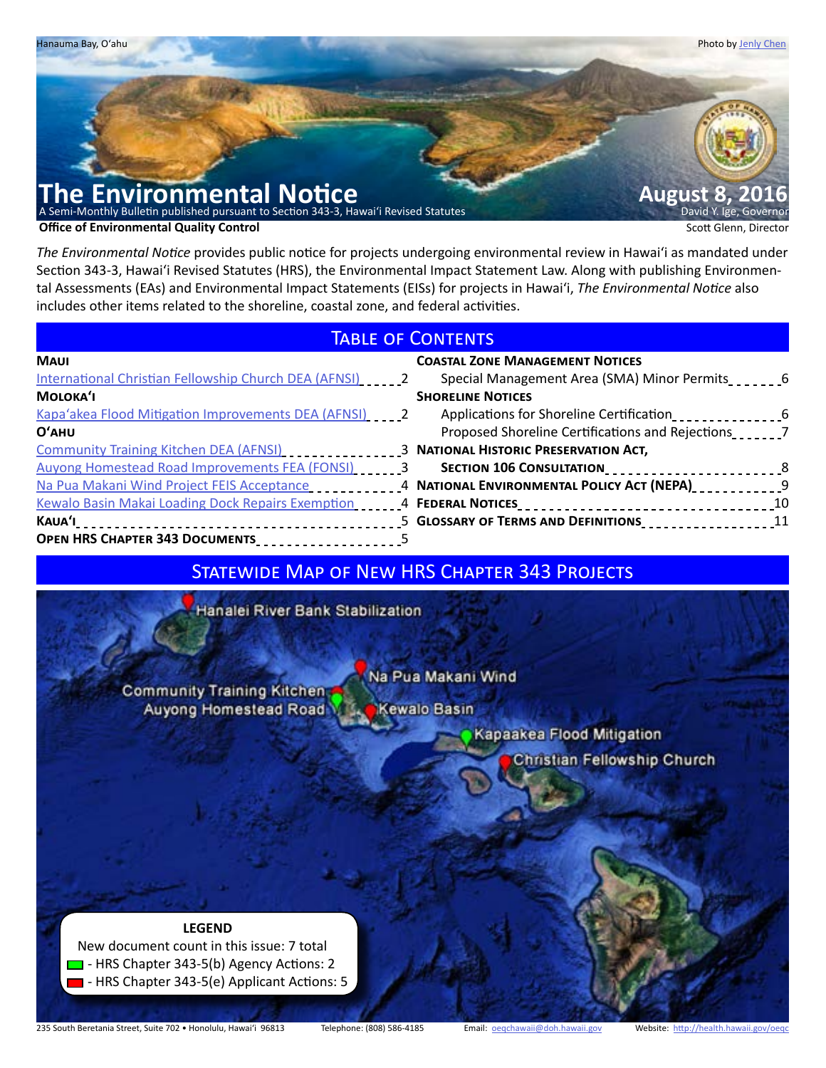Hanauma Bay, O'ahu

Photo by Jenly Chen

# The Environmental Notice

A Semi-Monthly Bulletin published pursuant to Section 343-3, Hawai'i Revised Statutes

**Office of Environmental Quality Control**

**August 8, 2016**

David Y. Ige, Governor

Scott Glenn, Director

*The Environmental Notice* provides public notice for projects undergoing environmental review in Hawai'i as mandated under Section 343-3, Hawai'i Revised Statutes (HRS), the Environmental Impact Statement Law. Along with publishing Environmental Assessments (EAs) and Environmental Impact Statements (EISs) for projects in Hawai'i, *The Environmental Notice* also includes other items related to the shoreline, coastal zone, and federal activities.

## Table of Contents

**Maui**
- International Christian Fellowship Church DEA (AFNSI) ..... 2

**Moloka'i**
- Kapa'akea Flood Mitigation Improvements DEA (AFNSI) ..... 2

**O'ahu**
- Community Training Kitchen DEA (AFNSI) ..... 3
- Auyong Homestead Road Improvements FEA (FONSI) ..... 3
- Na Pua Makani Wind Project FEIS Acceptance ..... 4
- Kewalo Basin Makai Loading Dock Repairs Exemption ..... 4

**Kaua'i** ..... 5

**Open HRS Chapter 343 Documents** ..... 5

**Coastal Zone Management Notices**
- Special Management Area (SMA) Minor Permits ..... 6

**Shoreline Notices**
- Applications for Shoreline Certification ..... 6
- Proposed Shoreline Certifications and Rejections ..... 7

**National Historic Preservation Act, Section 106 Consultation** ..... 8

**National Environmental Policy Act (NEPA)** ..... 9

**Federal Notices** ..... 10

**Glossary of Terms and Definitions** ..... 11

## Statewide Map of New HRS Chapter 343 Projects

Hanalei River Bank Stabilization

Na Pua Makani Wind

Community Training Kitchen

Auyong Homestead Road

Kewalo Basin

Kapaakea Flood Mitigation

Christian Fellowship Church

**LEGEND**

New document count in this issue: 7 total

- HRS Chapter 343-5(b) Agency Actions: 2
- HRS Chapter 343-5(e) Applicant Actions: 5

235 South Beretania Street, Suite 702 • Honolulu, Hawai'i 96813 Telephone: (808) 586-4185 Email: oeqchawaii@doh.hawaii.gov Website: http://health.hawaii.gov/oeqc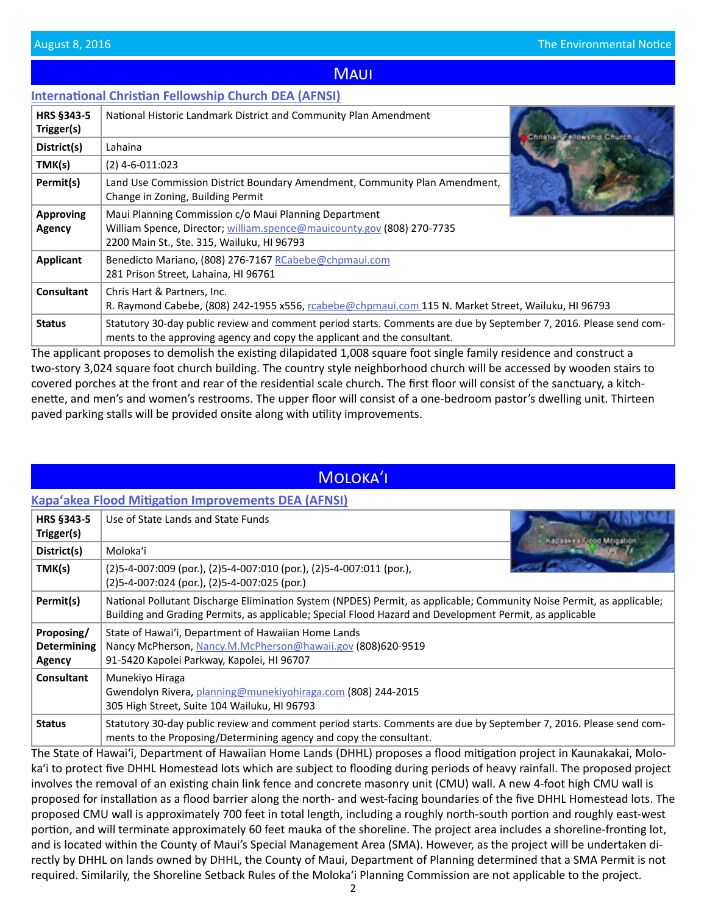# Maui

## International Christian Fellowship Church DEA (AFNSI)

| | |
|---|---|
| **HRS §343-5 Trigger(s)** | National Historic Landmark District and Community Plan Amendment |
| **District(s)** | Lahaina |
| **TMK(s)** | (2) 4-6-011:023 |
| **Permit(s)** | Land Use Commission District Boundary Amendment, Community Plan Amendment, Change in Zoning, Building Permit |
| **Approving Agency** | Maui Planning Commission c/o Maui Planning Department<br>William Spence, Director; william.spence@mauicounty.gov (808) 270-7735<br>2200 Main St., Ste. 315, Wailuku, HI 96793 |
| **Applicant** | Benedicto Mariano, (808) 276-7167 RCabebe@chpmaui.com<br>281 Prison Street, Lahaina, HI 96761 |
| **Consultant** | Chris Hart & Partners, Inc.<br>R. Raymond Cabebe, (808) 242-1955 x556, rcabebe@chpmaui.com 115 N. Market Street, Wailuku, HI 96793 |
| **Status** | Statutory 30-day public review and comment period starts. Comments are due by September 7, 2016. Please send comments to the approving agency and copy the applicant and the consultant. |

The applicant proposes to demolish the existing dilapidated 1,008 square foot single family residence and construct a two-story 3,024 square foot church building. The country style neighborhood church will be accessed by wooden stairs to covered porches at the front and rear of the residential scale church. The first floor will consist of the sanctuary, a kitchenette, and men's and women's restrooms. The upper floor will consist of a one-bedroom pastor's dwelling unit. Thirteen paved parking stalls will be provided onsite along with utility improvements.

# Molokaʻi

## Kapaʻakea Flood Mitigation Improvements DEA (AFNSI)

| | |
|---|---|
| **HRS §343-5 Trigger(s)** | Use of State Lands and State Funds |
| **District(s)** | Molokaʻi |
| **TMK(s)** | (2)5-4-007:009 (por.), (2)5-4-007:010 (por.), (2)5-4-007:011 (por.), (2)5-4-007:024 (por.), (2)5-4-007:025 (por.) |
| **Permit(s)** | National Pollutant Discharge Elimination System (NPDES) Permit, as applicable; Community Noise Permit, as applicable; Building and Grading Permits, as applicable; Special Flood Hazard and Development Permit, as applicable |
| **Proposing/ Determining Agency** | State of Hawaiʻi, Department of Hawaiian Home Lands<br>Nancy McPherson, Nancy.M.McPherson@hawaii.gov (808)620-9519<br>91-5420 Kapolei Parkway, Kapolei, HI 96707 |
| **Consultant** | Munekiyo Hiraga<br>Gwendolyn Rivera, planning@munekiyohiraga.com (808) 244-2015<br>305 High Street, Suite 104 Wailuku, HI 96793 |
| **Status** | Statutory 30-day public review and comment period starts. Comments are due by September 7, 2016. Please send comments to the Proposing/Determining agency and copy the consultant. |

The State of Hawaiʻi, Department of Hawaiian Home Lands (DHHL) proposes a flood mitigation project in Kaunakakai, Molokaʻi to protect five DHHL Homestead lots which are subject to flooding during periods of heavy rainfall. The proposed project involves the removal of an existing chain link fence and concrete masonry unit (CMU) wall. A new 4-foot high CMU wall is proposed for installation as a flood barrier along the north- and west-facing boundaries of the five DHHL Homestead lots. The proposed CMU wall is approximately 700 feet in total length, including a roughly north-south portion and roughly east-west portion, and will terminate approximately 60 feet mauka of the shoreline. The project area includes a shoreline-fronting lot, and is located within the County of Maui's Special Management Area (SMA). However, as the project will be undertaken directly by DHHL on lands owned by DHHL, the County of Maui, Department of Planning determined that a SMA Permit is not required. Similarly, the Shoreline Setback Rules of the Molokaʻi Planning Commission are not applicable to the project.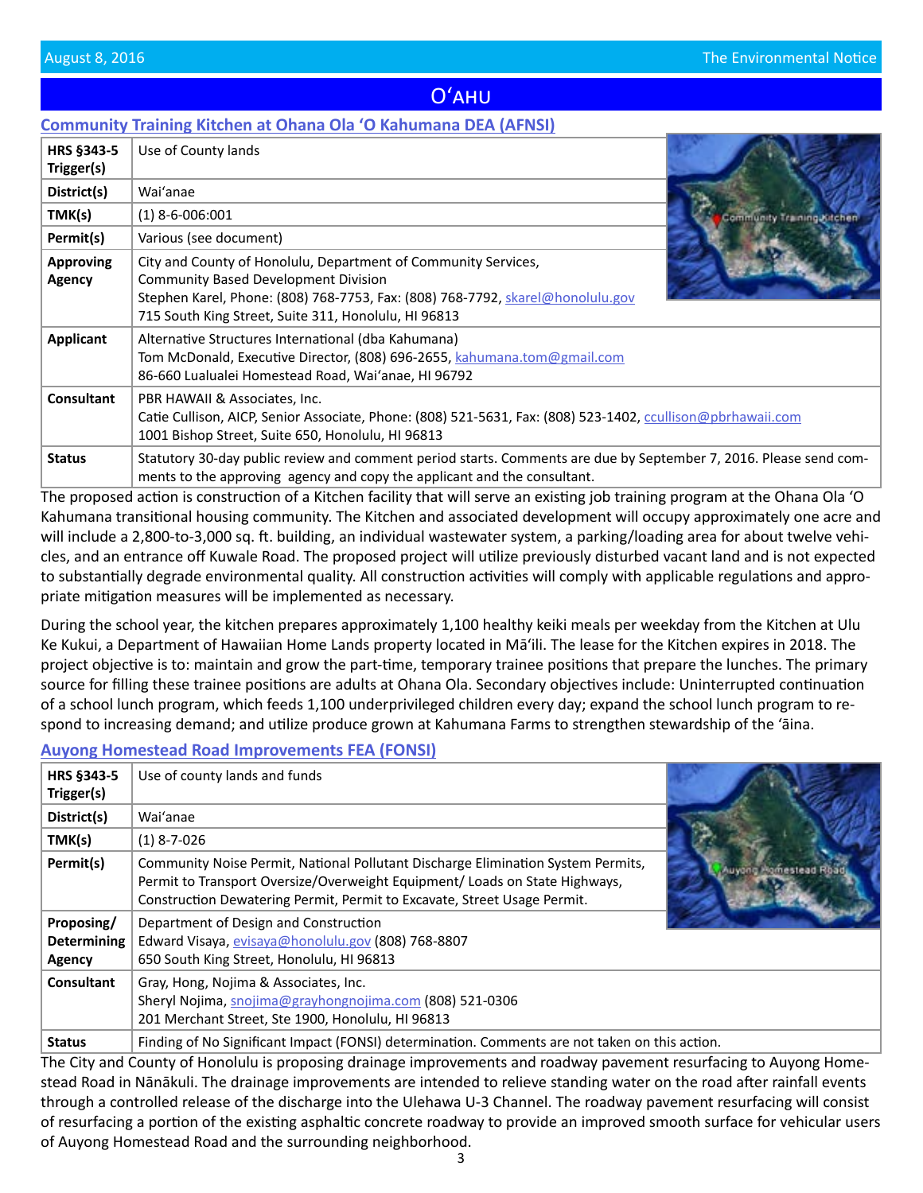## Oʻahu

### Community Training Kitchen at Ohana Ola ʻO Kahumana DEA (AFNSI)

| | |
|---|---|
| HRS §343-5 Trigger(s) | Use of County lands |
| District(s) | Waiʻanae |
| TMK(s) | (1) 8-6-006:001 |
| Permit(s) | Various (see document) |
| Approving Agency | City and County of Honolulu, Department of Community Services, Community Based Development Division<br>Stephen Karel, Phone: (808) 768-7753, Fax: (808) 768-7792, skarel@honolulu.gov<br>715 South King Street, Suite 311, Honolulu, HI 96813 |
| Applicant | Alternative Structures International (dba Kahumana)<br>Tom McDonald, Executive Director, (808) 696-2655, kahumana.tom@gmail.com<br>86-660 Lualualei Homestead Road, Waiʻanae, HI 96792 |
| Consultant | PBR HAWAII & Associates, Inc.<br>Catie Cullison, AICP, Senior Associate, Phone: (808) 521-5631, Fax: (808) 523-1402, ccullison@pbrhawaii.com<br>1001 Bishop Street, Suite 650, Honolulu, HI 96813 |
| Status | Statutory 30-day public review and comment period starts. Comments are due by September 7, 2016. Please send comments to the approving agency and copy the applicant and the consultant. |

The proposed action is construction of a Kitchen facility that will serve an existing job training program at the Ohana Ola ʻO Kahumana transitional housing community. The Kitchen and associated development will occupy approximately one acre and will include a 2,800-to-3,000 sq. ft. building, an individual wastewater system, a parking/loading area for about twelve vehicles, and an entrance off Kuwale Road. The proposed project will utilize previously disturbed vacant land and is not expected to substantially degrade environmental quality. All construction activities will comply with applicable regulations and appropriate mitigation measures will be implemented as necessary.

During the school year, the kitchen prepares approximately 1,100 healthy keiki meals per weekday from the Kitchen at Ulu Ke Kukui, a Department of Hawaiian Home Lands property located in Māʻili. The lease for the Kitchen expires in 2018. The project objective is to: maintain and grow the part-time, temporary trainee positions that prepare the lunches. The primary source for filling these trainee positions are adults at Ohana Ola. Secondary objectives include: Uninterrupted continuation of a school lunch program, which feeds 1,100 underprivileged children every day; expand the school lunch program to respond to increasing demand; and utilize produce grown at Kahumana Farms to strengthen stewardship of the ʻāina.

### Auyong Homestead Road Improvements FEA (FONSI)

| | |
|---|---|
| HRS §343-5 Trigger(s) | Use of county lands and funds |
| District(s) | Waiʻanae |
| TMK(s) | (1) 8-7-026 |
| Permit(s) | Community Noise Permit, National Pollutant Discharge Elimination System Permits, Permit to Transport Oversize/Overweight Equipment/ Loads on State Highways, Construction Dewatering Permit, Permit to Excavate, Street Usage Permit. |
| Proposing/ Determining Agency | Department of Design and Construction<br>Edward Visaya, evisaya@honolulu.gov (808) 768-8807<br>650 South King Street, Honolulu, HI 96813 |
| Consultant | Gray, Hong, Nojima & Associates, Inc.<br>Sheryl Nojima, snojima@grayhongnojima.com (808) 521-0306<br>201 Merchant Street, Ste 1900, Honolulu, HI 96813 |
| Status | Finding of No Significant Impact (FONSI) determination. Comments are not taken on this action. |

The City and County of Honolulu is proposing drainage improvements and roadway pavement resurfacing to Auyong Homestead Road in Nānākuli. The drainage improvements are intended to relieve standing water on the road after rainfall events through a controlled release of the discharge into the Ulehawa U-3 Channel. The roadway pavement resurfacing will consist of resurfacing a portion of the existing asphaltic concrete roadway to provide an improved smooth surface for vehicular users of Auyong Homestead Road and the surrounding neighborhood.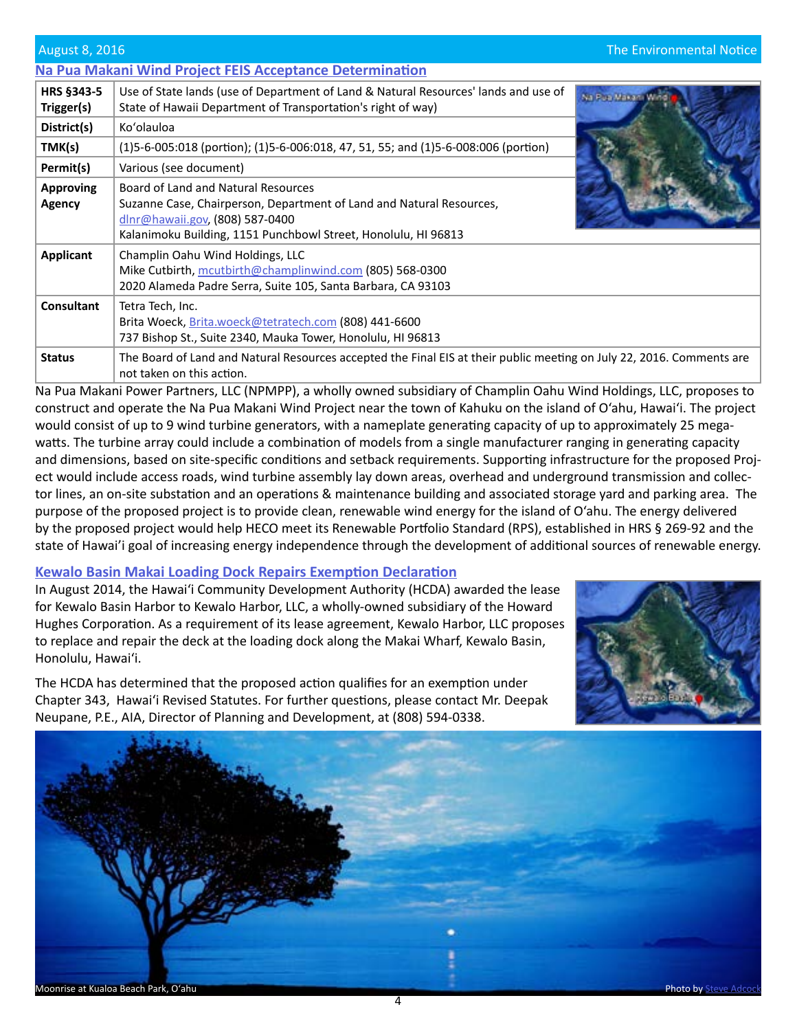## Na Pua Makani Wind Project FEIS Acceptance Determination

| | |
|---|---|
| **HRS §343-5 Trigger(s)** | Use of State lands (use of Department of Land & Natural Resources' lands and use of State of Hawaii Department of Transportation's right of way) |
| **District(s)** | Ko'olauloa |
| **TMK(s)** | (1)5-6-005:018 (portion); (1)5-6-006:018, 47, 51, 55; and (1)5-6-008:006 (portion) |
| **Permit(s)** | Various (see document) |
| **Approving Agency** | Board of Land and Natural Resources<br>Suzanne Case, Chairperson, Department of Land and Natural Resources, dlnr@hawaii.gov, (808) 587-0400<br>Kalanimoku Building, 1151 Punchbowl Street, Honolulu, HI 96813 |
| **Applicant** | Champlin Oahu Wind Holdings, LLC<br>Mike Cutbirth, mcutbirth@champlinwind.com (805) 568-0300<br>2020 Alameda Padre Serra, Suite 105, Santa Barbara, CA 93103 |
| **Consultant** | Tetra Tech, Inc.<br>Brita Woeck, Brita.woeck@tetratech.com (808) 441-6600<br>737 Bishop St., Suite 2340, Mauka Tower, Honolulu, HI 96813 |
| **Status** | The Board of Land and Natural Resources accepted the Final EIS at their public meeting on July 22, 2016. Comments are not taken on this action. |

Na Pua Makani Power Partners, LLC (NPMPP), a wholly owned subsidiary of Champlin Oahu Wind Holdings, LLC, proposes to construct and operate the Na Pua Makani Wind Project near the town of Kahuku on the island of O'ahu, Hawai'i. The project would consist of up to 9 wind turbine generators, with a nameplate generating capacity of up to approximately 25 megawatts. The turbine array could include a combination of models from a single manufacturer ranging in generating capacity and dimensions, based on site-specific conditions and setback requirements. Supporting infrastructure for the proposed Project would include access roads, wind turbine assembly lay down areas, overhead and underground transmission and collector lines, an on-site substation and an operations & maintenance building and associated storage yard and parking area. The purpose of the proposed project is to provide clean, renewable wind energy for the island of O'ahu. The energy delivered by the proposed project would help HECO meet its Renewable Portfolio Standard (RPS), established in HRS § 269-92 and the state of Hawai'i goal of increasing energy independence through the development of additional sources of renewable energy.

## Kewalo Basin Makai Loading Dock Repairs Exemption Declaration

In August 2014, the Hawai'i Community Development Authority (HCDA) awarded the lease for Kewalo Basin Harbor to Kewalo Harbor, LLC, a wholly-owned subsidiary of the Howard Hughes Corporation. As a requirement of its lease agreement, Kewalo Harbor, LLC proposes to replace and repair the deck at the loading dock along the Makai Wharf, Kewalo Basin, Honolulu, Hawai'i.

The HCDA has determined that the proposed action qualifies for an exemption under Chapter 343, Hawai'i Revised Statutes. For further questions, please contact Mr. Deepak Neupane, P.E., AIA, Director of Planning and Development, at (808) 594-0338.

Moonrise at Kualoa Beach Park, O'ahu

Photo by Steve Adcock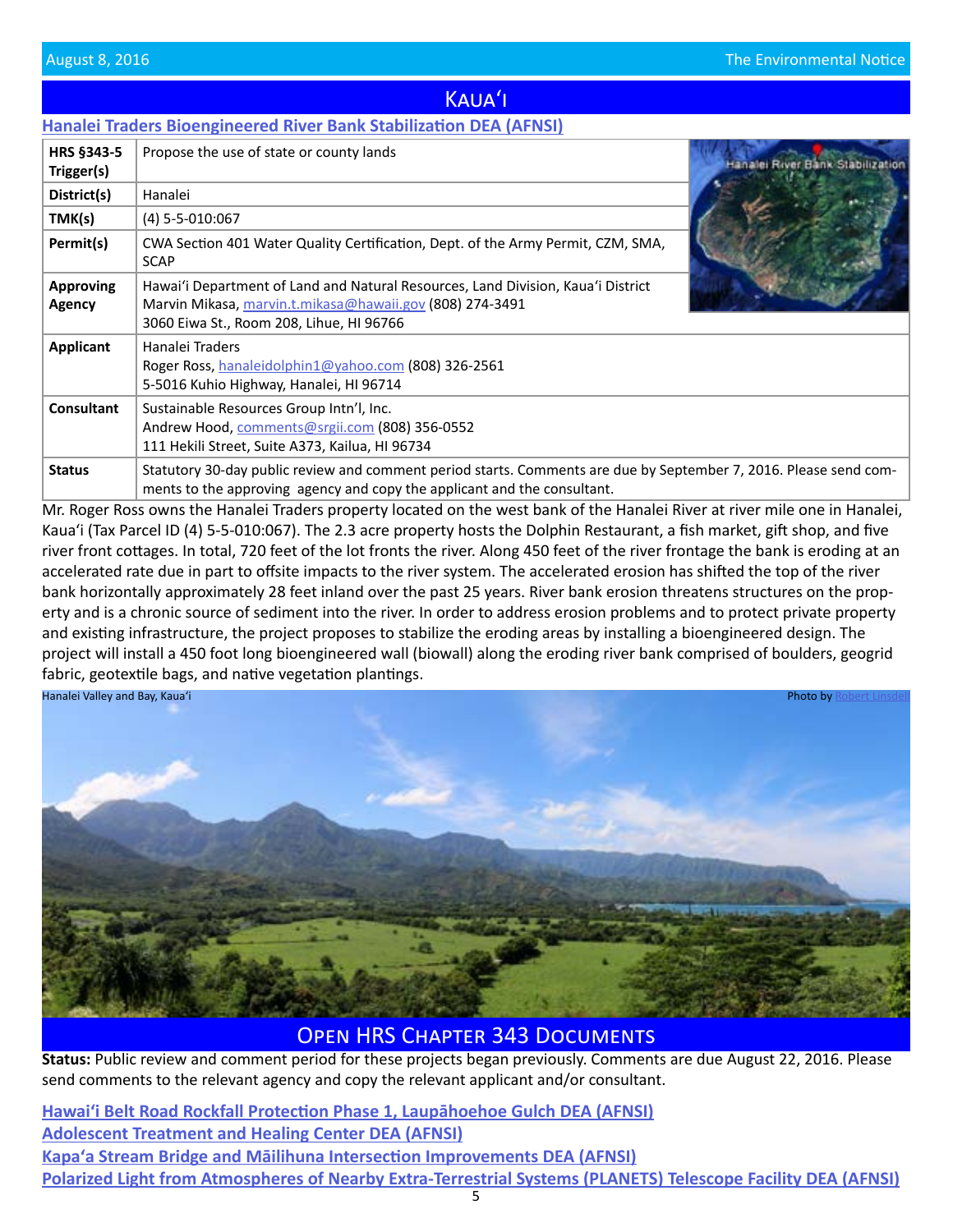# Kauaʻi

## Hanalei Traders Bioengineered River Bank Stabilization DEA (AFNSI)

| | |
|---|---|
| **HRS §343-5 Trigger(s)** | Propose the use of state or county lands |
| **District(s)** | Hanalei |
| **TMK(s)** | (4) 5-5-010:067 |
| **Permit(s)** | CWA Section 401 Water Quality Certification, Dept. of the Army Permit, CZM, SMA, SCAP |
| **Approving Agency** | Hawaiʻi Department of Land and Natural Resources, Land Division, Kauaʻi District<br>Marvin Mikasa, marvin.t.mikasa@hawaii.gov (808) 274-3491<br>3060 Eiwa St., Room 208, Lihue, HI 96766 |
| **Applicant** | Hanalei Traders<br>Roger Ross, hanaleidolphin1@yahoo.com (808) 326-2561<br>5-5016 Kuhio Highway, Hanalei, HI 96714 |
| **Consultant** | Sustainable Resources Group Intn'l, Inc.<br>Andrew Hood, comments@srgii.com (808) 356-0552<br>111 Hekili Street, Suite A373, Kailua, HI 96734 |
| **Status** | Statutory 30-day public review and comment period starts. Comments are due by September 7, 2016. Please send comments to the approving agency and copy the applicant and the consultant. |

Mr. Roger Ross owns the Hanalei Traders property located on the west bank of the Hanalei River at river mile one in Hanalei, Kauaʻi (Tax Parcel ID (4) 5-5-010:067). The 2.3 acre property hosts the Dolphin Restaurant, a fish market, gift shop, and five river front cottages. In total, 720 feet of the lot fronts the river. Along 450 feet of the river frontage the bank is eroding at an accelerated rate due in part to offsite impacts to the river system. The accelerated erosion has shifted the top of the river bank horizontally approximately 28 feet inland over the past 25 years. River bank erosion threatens structures on the property and is a chronic source of sediment into the river. In order to address erosion problems and to protect private property and existing infrastructure, the project proposes to stabilize the eroding areas by installing a bioengineered design. The project will install a 450 foot long bioengineered wall (biowall) along the eroding river bank comprised of boulders, geogrid fabric, geotextile bags, and native vegetation plantings.

Hanalei Valley and Bay, Kauaʻi — Photo by Robert Linsdell

# Open HRS Chapter 343 Documents

**Status:** Public review and comment period for these projects began previously. Comments are due August 22, 2016. Please send comments to the relevant agency and copy the relevant applicant and/or consultant.

**Hawaiʻi Belt Road Rockfall Protection Phase 1, Laupāhoehoe Gulch DEA (AFNSI)**
**Adolescent Treatment and Healing Center DEA (AFNSI)**
**Kapaʻa Stream Bridge and Māilihuna Intersection Improvements DEA (AFNSI)**
**Polarized Light from Atmospheres of Nearby Extra-Terrestrial Systems (PLANETS) Telescope Facility DEA (AFNSI)**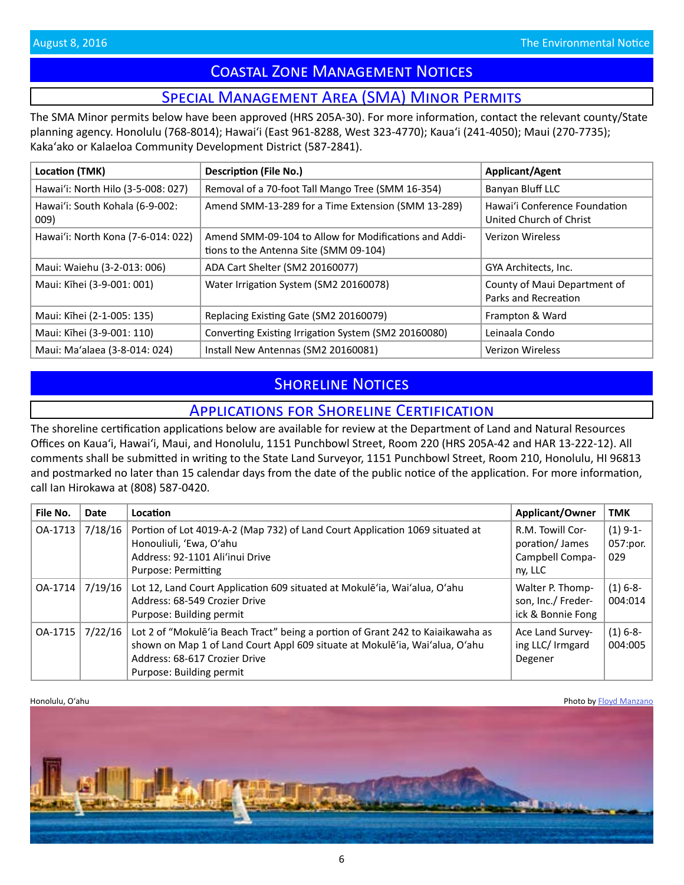# Coastal Zone Management Notices

## Special Management Area (SMA) Minor Permits

The SMA Minor permits below have been approved (HRS 205A-30). For more information, contact the relevant county/State planning agency. Honolulu (768-8014); Hawai'i (East 961-8288, West 323-4770); Kaua'i (241-4050); Maui (270-7735); Kaka'ako or Kalaeloa Community Development District (587-2841).

| Location (TMK) | Description (File No.) | Applicant/Agent |
|---|---|---|
| Hawai'i: North Hilo (3-5-008: 027) | Removal of a 70-foot Tall Mango Tree (SMM 16-354) | Banyan Bluff LLC |
| Hawai'i: South Kohala (6-9-002: 009) | Amend SMM-13-289 for a Time Extension (SMM 13-289) | Hawai'i Conference Foundation United Church of Christ |
| Hawai'i: North Kona (7-6-014: 022) | Amend SMM-09-104 to Allow for Modifications and Additions to the Antenna Site (SMM 09-104) | Verizon Wireless |
| Maui: Waiehu (3-2-013: 006) | ADA Cart Shelter (SM2 20160077) | GYA Architects, Inc. |
| Maui: Kīhei (3-9-001: 001) | Water Irrigation System (SM2 20160078) | County of Maui Department of Parks and Recreation |
| Maui: Kīhei (2-1-005: 135) | Replacing Existing Gate (SM2 20160079) | Frampton & Ward |
| Maui: Kīhei (3-9-001: 110) | Converting Existing Irrigation System (SM2 20160080) | Leinaala Condo |
| Maui: Ma'alaea (3-8-014: 024) | Install New Antennas (SM2 20160081) | Verizon Wireless |

# Shoreline Notices

## Applications for Shoreline Certification

The shoreline certification applications below are available for review at the Department of Land and Natural Resources Offices on Kaua'i, Hawai'i, Maui, and Honolulu, 1151 Punchbowl Street, Room 220 (HRS 205A-42 and HAR 13-222-12). All comments shall be submitted in writing to the State Land Surveyor, 1151 Punchbowl Street, Room 210, Honolulu, HI 96813 and postmarked no later than 15 calendar days from the date of the public notice of the application. For more information, call Ian Hirokawa at (808) 587-0420.

| File No. | Date | Location | Applicant/Owner | TMK |
|---|---|---|---|---|
| OA-1713 | 7/18/16 | Portion of Lot 4019-A-2 (Map 732) of Land Court Application 1069 situated at Honouliuli, 'Ewa, O'ahu<br>Address: 92-1101 Ali'inui Drive<br>Purpose: Permitting | R.M. Towill Corporation/ James Campbell Company, LLC | (1) 9-1-057:por. 029 |
| OA-1714 | 7/19/16 | Lot 12, Land Court Application 609 situated at Mokulē'ia, Wai'alua, O'ahu<br>Address: 68-549 Crozier Drive<br>Purpose: Building permit | Walter P. Thompson, Inc./ Frederick & Bonnie Fong | (1) 6-8-004:014 |
| OA-1715 | 7/22/16 | Lot 2 of "Mokulē'ia Beach Tract" being a portion of Grant 242 to Kaiaikawaha as shown on Map 1 of Land Court Appl 609 situate at Mokulē'ia, Wai'alua, O'ahu<br>Address: 68-617 Crozier Drive<br>Purpose: Building permit | Ace Land Surveying LLC/ Irmgard Degener | (1) 6-8-004:005 |

Honolulu, O'ahu — Photo by Floyd Manzano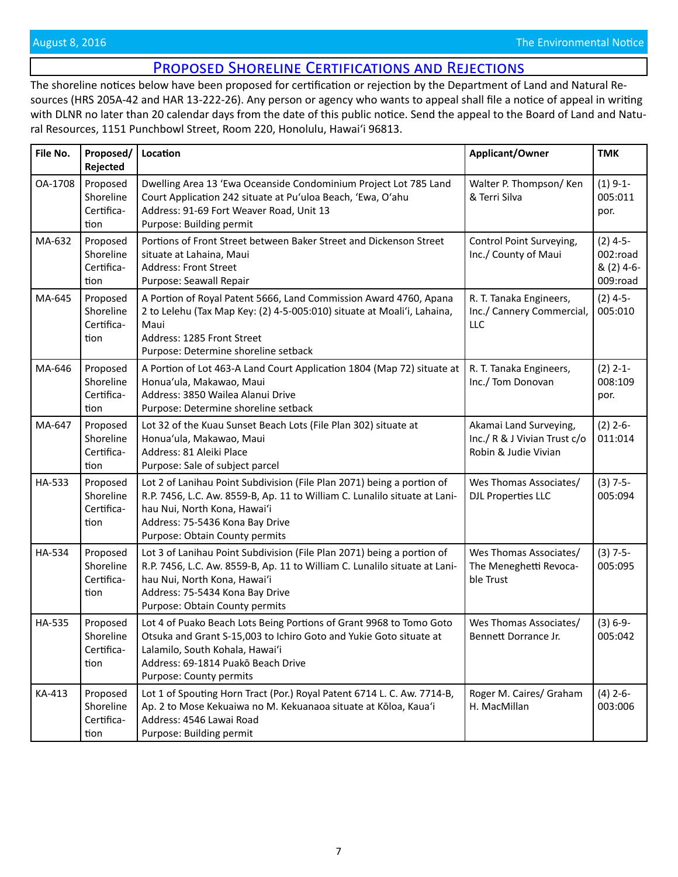## Proposed Shoreline Certifications and Rejections

The shoreline notices below have been proposed for certification or rejection by the Department of Land and Natural Resources (HRS 205A-42 and HAR 13-222-26). Any person or agency who wants to appeal shall file a notice of appeal in writing with DLNR no later than 20 calendar days from the date of this public notice. Send the appeal to the Board of Land and Natural Resources, 1151 Punchbowl Street, Room 220, Honolulu, Hawai'i 96813.

| File No. | Proposed/ Rejected | Location | Applicant/Owner | TMK |
|---|---|---|---|---|
| OA-1708 | Proposed Shoreline Certification | Dwelling Area 13 'Ewa Oceanside Condominium Project Lot 785 Land Court Application 242 situate at Pu'uloa Beach, 'Ewa, O'ahu<br>Address: 91-69 Fort Weaver Road, Unit 13<br>Purpose: Building permit | Walter P. Thompson/ Ken & Terri Silva | (1) 9-1-005:011 por. |
| MA-632 | Proposed Shoreline Certification | Portions of Front Street between Baker Street and Dickenson Street situate at Lahaina, Maui<br>Address: Front Street<br>Purpose: Seawall Repair | Control Point Surveying, Inc./ County of Maui | (2) 4-5-002:road & (2) 4-6-009:road |
| MA-645 | Proposed Shoreline Certification | A Portion of Royal Patent 5666, Land Commission Award 4760, Apana 2 to Lelehu (Tax Map Key: (2) 4-5-005:010) situate at Moali'i, Lahaina, Maui<br>Address: 1285 Front Street<br>Purpose: Determine shoreline setback | R. T. Tanaka Engineers, Inc./ Cannery Commercial, LLC | (2) 4-5-005:010 |
| MA-646 | Proposed Shoreline Certification | A Portion of Lot 463-A Land Court Application 1804 (Map 72) situate at Honua'ula, Makawao, Maui<br>Address: 3850 Wailea Alanui Drive<br>Purpose: Determine shoreline setback | R. T. Tanaka Engineers, Inc./ Tom Donovan | (2) 2-1-008:109 por. |
| MA-647 | Proposed Shoreline Certification | Lot 32 of the Kuau Sunset Beach Lots (File Plan 302) situate at Honua'ula, Makawao, Maui<br>Address: 81 Aleiki Place<br>Purpose: Sale of subject parcel | Akamai Land Surveying, Inc./ R & J Vivian Trust c/o Robin & Judie Vivian | (2) 2-6-011:014 |
| HA-533 | Proposed Shoreline Certification | Lot 2 of Lanihau Point Subdivision (File Plan 2071) being a portion of R.P. 7456, L.C. Aw. 8559-B, Ap. 11 to William C. Lunalilo situate at Lanihau Nui, North Kona, Hawai'i<br>Address: 75-5436 Kona Bay Drive<br>Purpose: Obtain County permits | Wes Thomas Associates/ DJL Properties LLC | (3) 7-5-005:094 |
| HA-534 | Proposed Shoreline Certification | Lot 3 of Lanihau Point Subdivision (File Plan 2071) being a portion of R.P. 7456, L.C. Aw. 8559-B, Ap. 11 to William C. Lunalilo situate at Lanihau Nui, North Kona, Hawai'i<br>Address: 75-5434 Kona Bay Drive<br>Purpose: Obtain County permits | Wes Thomas Associates/ The Meneghetti Revocable Trust | (3) 7-5-005:095 |
| HA-535 | Proposed Shoreline Certification | Lot 4 of Puako Beach Lots Being Portions of Grant 9968 to Tomo Goto Otsuka and Grant S-15,003 to Ichiro Goto and Yukie Goto situate at Lalamilo, South Kohala, Hawai'i<br>Address: 69-1814 Puakō Beach Drive<br>Purpose: County permits | Wes Thomas Associates/ Bennett Dorrance Jr. | (3) 6-9-005:042 |
| KA-413 | Proposed Shoreline Certification | Lot 1 of Spouting Horn Tract (Por.) Royal Patent 6714 L. C. Aw. 7714-B, Ap. 2 to Mose Kekuaiwa no M. Kekuanaoa situate at Kōloa, Kaua'i<br>Address: 4546 Lawai Road<br>Purpose: Building permit | Roger M. Caires/ Graham H. MacMillan | (4) 2-6-003:006 |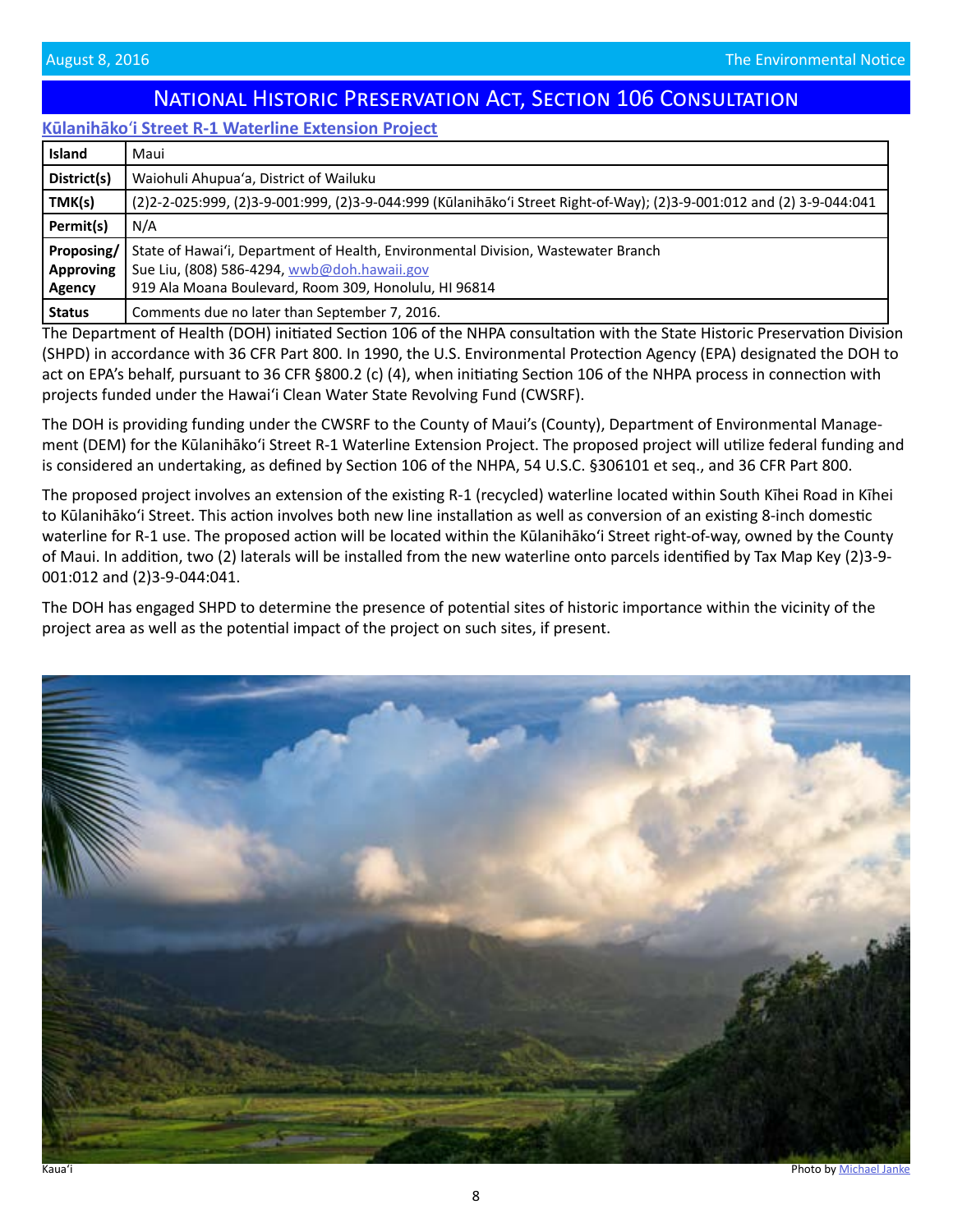## National Historic Preservation Act, Section 106 Consultation

### Kūlanihāko'i Street R-1 Waterline Extension Project

| | |
|---|---|
| **Island** | Maui |
| **District(s)** | Waiohuli Ahupua'a, District of Wailuku |
| **TMK(s)** | (2)2-2-025:999, (2)3-9-001:999, (2)3-9-044:999 (Kūlanihāko'i Street Right-of-Way); (2)3-9-001:012 and (2) 3-9-044:041 |
| **Permit(s)** | N/A |
| **Proposing/ Approving Agency** | State of Hawai'i, Department of Health, Environmental Division, Wastewater Branch<br>Sue Liu, (808) 586-4294, wwb@doh.hawaii.gov<br>919 Ala Moana Boulevard, Room 309, Honolulu, HI 96814 |
| **Status** | Comments due no later than September 7, 2016. |

The Department of Health (DOH) initiated Section 106 of the NHPA consultation with the State Historic Preservation Division (SHPD) in accordance with 36 CFR Part 800. In 1990, the U.S. Environmental Protection Agency (EPA) designated the DOH to act on EPA's behalf, pursuant to 36 CFR §800.2 (c) (4), when initiating Section 106 of the NHPA process in connection with projects funded under the Hawai'i Clean Water State Revolving Fund (CWSRF).

The DOH is providing funding under the CWSRF to the County of Maui's (County), Department of Environmental Management (DEM) for the Kūlanihāko'i Street R-1 Waterline Extension Project. The proposed project will utilize federal funding and is considered an undertaking, as defined by Section 106 of the NHPA, 54 U.S.C. §306101 et seq., and 36 CFR Part 800.

The proposed project involves an extension of the existing R-1 (recycled) waterline located within South Kīhei Road in Kīhei to Kūlanihāko'i Street. This action involves both new line installation as well as conversion of an existing 8-inch domestic waterline for R-1 use. The proposed action will be located within the Kūlanihāko'i Street right-of-way, owned by the County of Maui. In addition, two (2) laterals will be installed from the new waterline onto parcels identified by Tax Map Key (2)3-9-001:012 and (2)3-9-044:041.

The DOH has engaged SHPD to determine the presence of potential sites of historic importance within the vicinity of the project area as well as the potential impact of the project on such sites, if present.

Kaua'i

Photo by Michael Janke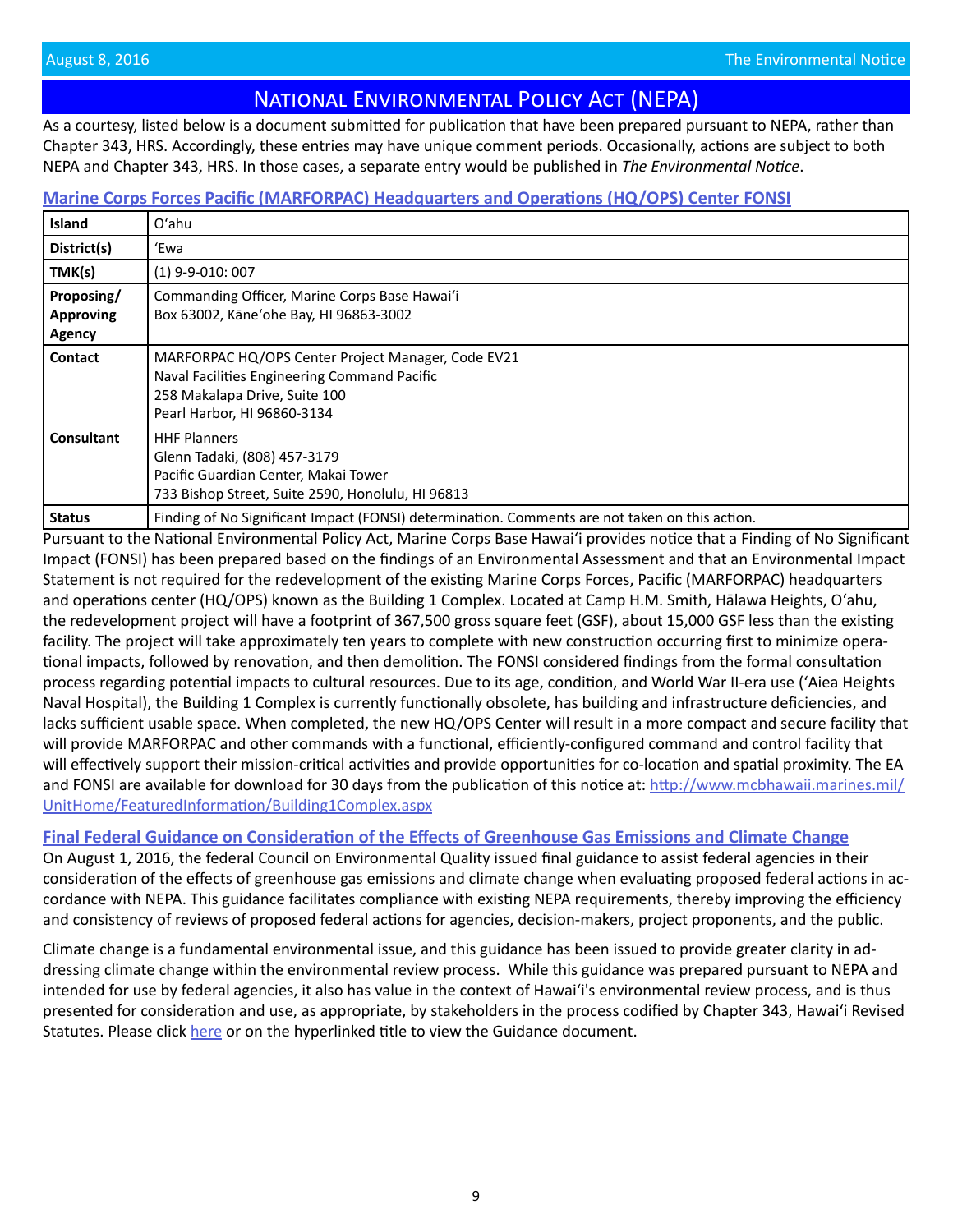# National Environmental Policy Act (NEPA)

As a courtesy, listed below is a document submitted for publication that have been prepared pursuant to NEPA, rather than Chapter 343, HRS. Accordingly, these entries may have unique comment periods. Occasionally, actions are subject to both NEPA and Chapter 343, HRS. In those cases, a separate entry would be published in *The Environmental Notice*.

## Marine Corps Forces Pacific (MARFORPAC) Headquarters and Operations (HQ/OPS) Center FONSI

| | |
|---|---|
| **Island** | Oʻahu |
| **District(s)** | ʻEwa |
| **TMK(s)** | (1) 9-9-010: 007 |
| **Proposing/ Approving Agency** | Commanding Officer, Marine Corps Base Hawaiʻi<br>Box 63002, Kāneʻohe Bay, HI 96863-3002 |
| **Contact** | MARFORPAC HQ/OPS Center Project Manager, Code EV21<br>Naval Facilities Engineering Command Pacific<br>258 Makalapa Drive, Suite 100<br>Pearl Harbor, HI 96860-3134 |
| **Consultant** | HHF Planners<br>Glenn Tadaki, (808) 457-3179<br>Pacific Guardian Center, Makai Tower<br>733 Bishop Street, Suite 2590, Honolulu, HI 96813 |
| **Status** | Finding of No Significant Impact (FONSI) determination. Comments are not taken on this action. |

Pursuant to the National Environmental Policy Act, Marine Corps Base Hawaiʻi provides notice that a Finding of No Significant Impact (FONSI) has been prepared based on the findings of an Environmental Assessment and that an Environmental Impact Statement is not required for the redevelopment of the existing Marine Corps Forces, Pacific (MARFORPAC) headquarters and operations center (HQ/OPS) known as the Building 1 Complex. Located at Camp H.M. Smith, Hālawa Heights, Oʻahu, the redevelopment project will have a footprint of 367,500 gross square feet (GSF), about 15,000 GSF less than the existing facility. The project will take approximately ten years to complete with new construction occurring first to minimize operational impacts, followed by renovation, and then demolition. The FONSI considered findings from the formal consultation process regarding potential impacts to cultural resources. Due to its age, condition, and World War II-era use (ʻAiea Heights Naval Hospital), the Building 1 Complex is currently functionally obsolete, has building and infrastructure deficiencies, and lacks sufficient usable space. When completed, the new HQ/OPS Center will result in a more compact and secure facility that will provide MARFORPAC and other commands with a functional, efficiently-configured command and control facility that will effectively support their mission-critical activities and provide opportunities for co-location and spatial proximity. The EA and FONSI are available for download for 30 days from the publication of this notice at: http://www.mcbhawaii.marines.mil/UnitHome/FeaturedInformation/Building1Complex.aspx

## Final Federal Guidance on Consideration of the Effects of Greenhouse Gas Emissions and Climate Change

On August 1, 2016, the federal Council on Environmental Quality issued final guidance to assist federal agencies in their consideration of the effects of greenhouse gas emissions and climate change when evaluating proposed federal actions in accordance with NEPA. This guidance facilitates compliance with existing NEPA requirements, thereby improving the efficiency and consistency of reviews of proposed federal actions for agencies, decision-makers, project proponents, and the public.

Climate change is a fundamental environmental issue, and this guidance has been issued to provide greater clarity in addressing climate change within the environmental review process. While this guidance was prepared pursuant to NEPA and intended for use by federal agencies, it also has value in the context of Hawaiʻi's environmental review process, and is thus presented for consideration and use, as appropriate, by stakeholders in the process codified by Chapter 343, Hawaiʻi Revised Statutes. Please click here or on the hyperlinked title to view the Guidance document.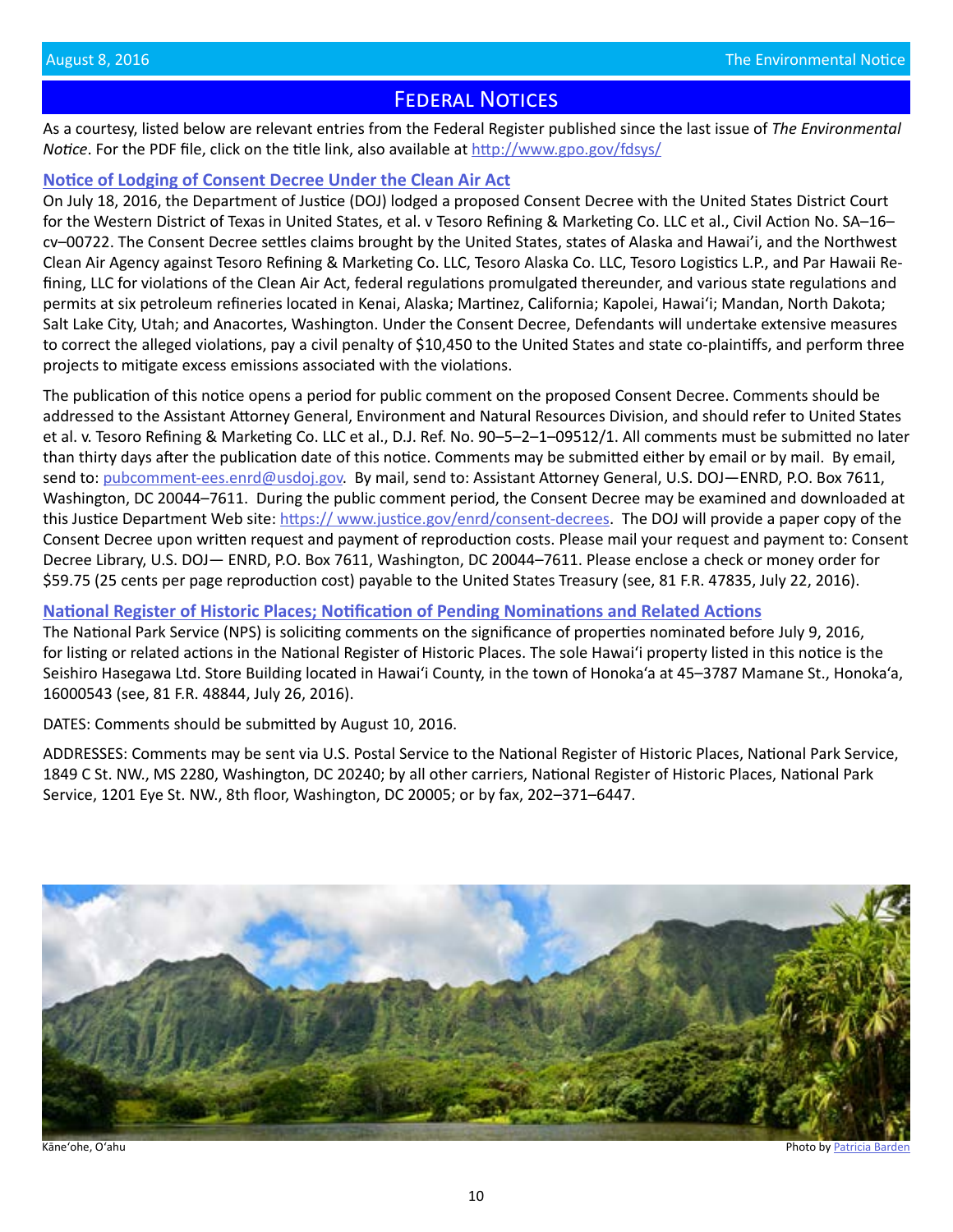# Federal Notices

As a courtesy, listed below are relevant entries from the Federal Register published since the last issue of *The Environmental Notice*. For the PDF file, click on the title link, also available at http://www.gpo.gov/fdsys/

## Notice of Lodging of Consent Decree Under the Clean Air Act

On July 18, 2016, the Department of Justice (DOJ) lodged a proposed Consent Decree with the United States District Court for the Western District of Texas in United States, et al. v Tesoro Refining & Marketing Co. LLC et al., Civil Action No. SA–16–cv–00722. The Consent Decree settles claims brought by the United States, states of Alaska and Hawai'i, and the Northwest Clean Air Agency against Tesoro Refining & Marketing Co. LLC, Tesoro Alaska Co. LLC, Tesoro Logistics L.P., and Par Hawaii Refining, LLC for violations of the Clean Air Act, federal regulations promulgated thereunder, and various state regulations and permits at six petroleum refineries located in Kenai, Alaska; Martinez, California; Kapolei, Hawai'i; Mandan, North Dakota; Salt Lake City, Utah; and Anacortes, Washington. Under the Consent Decree, Defendants will undertake extensive measures to correct the alleged violations, pay a civil penalty of $10,450 to the United States and state co-plaintiffs, and perform three projects to mitigate excess emissions associated with the violations.

The publication of this notice opens a period for public comment on the proposed Consent Decree. Comments should be addressed to the Assistant Attorney General, Environment and Natural Resources Division, and should refer to United States et al. v. Tesoro Refining & Marketing Co. LLC et al., D.J. Ref. No. 90–5–2–1–09512/1. All comments must be submitted no later than thirty days after the publication date of this notice. Comments may be submitted either by email or by mail. By email, send to: pubcomment-ees.enrd@usdoj.gov. By mail, send to: Assistant Attorney General, U.S. DOJ—ENRD, P.O. Box 7611, Washington, DC 20044–7611. During the public comment period, the Consent Decree may be examined and downloaded at this Justice Department Web site: https:// www.justice.gov/enrd/consent-decrees. The DOJ will provide a paper copy of the Consent Decree upon written request and payment of reproduction costs. Please mail your request and payment to: Consent Decree Library, U.S. DOJ— ENRD, P.O. Box 7611, Washington, DC 20044–7611. Please enclose a check or money order for $59.75 (25 cents per page reproduction cost) payable to the United States Treasury (see, 81 F.R. 47835, July 22, 2016).

## National Register of Historic Places; Notification of Pending Nominations and Related Actions

The National Park Service (NPS) is soliciting comments on the significance of properties nominated before July 9, 2016, for listing or related actions in the National Register of Historic Places. The sole Hawai'i property listed in this notice is the Seishiro Hasegawa Ltd. Store Building located in Hawai'i County, in the town of Honoka'a at 45–3787 Mamane St., Honoka'a, 16000543 (see, 81 F.R. 48844, July 26, 2016).

DATES: Comments should be submitted by August 10, 2016.

ADDRESSES: Comments may be sent via U.S. Postal Service to the National Register of Historic Places, National Park Service, 1849 C St. NW., MS 2280, Washington, DC 20240; by all other carriers, National Register of Historic Places, National Park Service, 1201 Eye St. NW., 8th floor, Washington, DC 20005; or by fax, 202–371–6447.

Kāne'ohe, O'ahu

Photo by Patricia Barden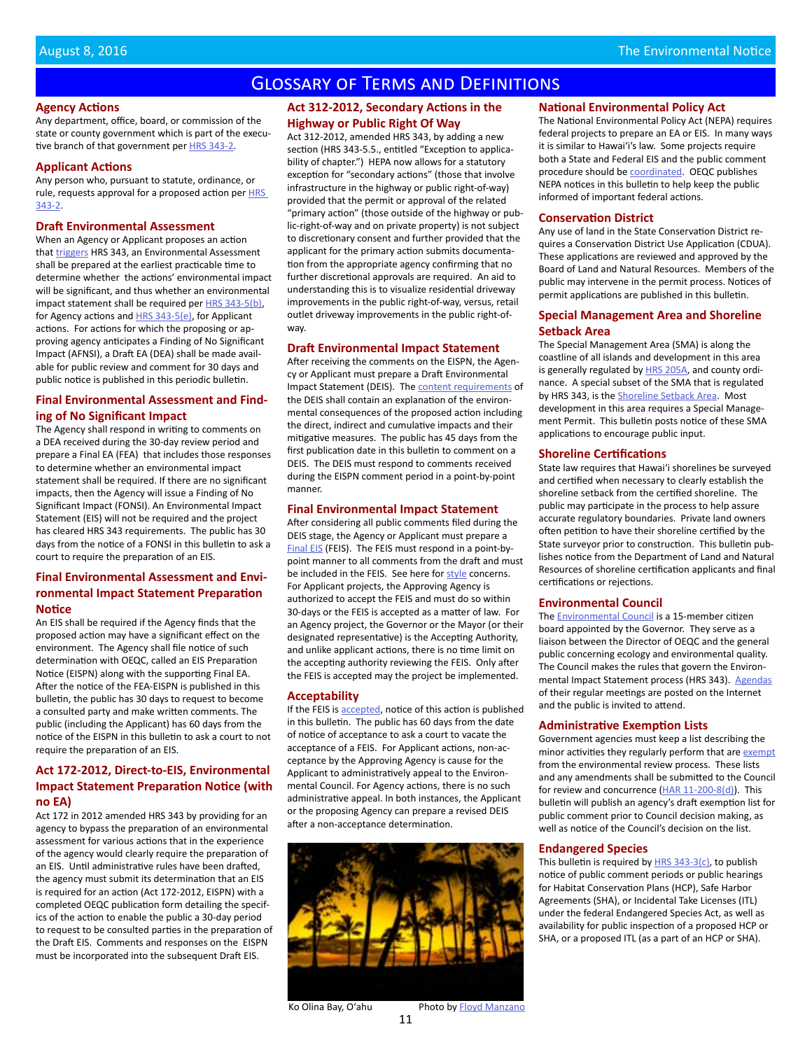# Glossary of Terms and Definitions

### Agency Actions

Any department, office, board, or commission of the state or county government which is part of the executive branch of that government per HRS 343-2.

### Applicant Actions

Any person who, pursuant to statute, ordinance, or rule, requests approval for a proposed action per HRS 343-2.

### Draft Environmental Assessment

When an Agency or Applicant proposes an action that triggers HRS 343, an Environmental Assessment shall be prepared at the earliest practicable time to determine whether the actions' environmental impact will be significant, and thus whether an environmental impact statement shall be required per HRS 343-5(b), for Agency actions and HRS 343-5(e), for Applicant actions. For actions for which the proposing or approving agency anticipates a Finding of No Significant Impact (AFNSI), a Draft EA (DEA) shall be made available for public review and comment for 30 days and public notice is published in this periodic bulletin.

### Final Environmental Assessment and Finding of No Significant Impact

The Agency shall respond in writing to comments on a DEA received during the 30-day review period and prepare a Final EA (FEA) that includes those responses to determine whether an environmental impact statement shall be required. If there are no significant impacts, then the Agency will issue a Finding of No Significant Impact (FONSI). An Environmental Impact Statement (EIS) will not be required and the project has cleared HRS 343 requirements. The public has 30 days from the notice of a FONSI in this bulletin to ask a court to require the preparation of an EIS.

### Final Environmental Assessment and Environmental Impact Statement Preparation Notice

An EIS shall be required if the Agency finds that the proposed action may have a significant effect on the environment. The Agency shall file notice of such determination with OEQC, called an EIS Preparation Notice (EISPN) along with the supporting Final EA. After the notice of the FEA-EISPN is published in this bulletin, the public has 30 days to request to become a consulted party and make written comments. The public (including the Applicant) has 60 days from the notice of the EISPN in this bulletin to ask a court to not require the preparation of an EIS.

### Act 172-2012, Direct-to-EIS, Environmental Impact Statement Preparation Notice (with no EA)

Act 172 in 2012 amended HRS 343 by providing for an agency to bypass the preparation of an environmental assessment for various actions that in the experience of the agency would clearly require the preparation of an EIS. Until administrative rules have been drafted, the agency must submit its determination that an EIS is required for an action (Act 172-2012, EISPN) with a completed OEQC publication form detailing the specifics of the action to enable the public a 30-day period to request to be consulted parties in the preparation of the Draft EIS. Comments and responses on the EISPN must be incorporated into the subsequent Draft EIS.

### Act 312-2012, Secondary Actions in the Highway or Public Right Of Way

Act 312-2012, amended HRS 343, by adding a new section (HRS 343-5.5., entitled "Exception to applicability of chapter.") HEPA now allows for a statutory exception for "secondary actions" (those that involve infrastructure in the highway or public right-of-way) provided that the permit or approval of the related "primary action" (those outside of the highway or public-right-of-way and on private property) is not subject to discretionary consent and further provided that the applicant for the primary action submits documentation from the appropriate agency confirming that no further discretional approvals are required. An aid to understanding this is to visualize residential driveway improvements in the public right-of-way, versus, retail outlet driveway improvements in the public right-of-way.

### Draft Environmental Impact Statement

After receiving the comments on the EISPN, the Agency or Applicant must prepare a Draft Environmental Impact Statement (DEIS). The content requirements of the DEIS shall contain an explanation of the environmental consequences of the proposed action including the direct, indirect and cumulative impacts and their mitigative measures. The public has 45 days from the first publication date in this bulletin to comment on a DEIS. The DEIS must respond to comments received during the EISPN comment period in a point-by-point manner.

### Final Environmental Impact Statement

After considering all public comments filed during the DEIS stage, the Agency or Applicant must prepare a Final EIS (FEIS). The FEIS must respond in a point-by-point manner to all comments from the draft and must be included in the FEIS. See here for style concerns. For Applicant projects, the Approving Agency is authorized to accept the FEIS and must do so within 30-days or the FEIS is accepted as a matter of law. For an Agency project, the Governor or the Mayor (or their designated representative) is the Accepting Authority, and unlike applicant actions, there is no time limit on the accepting authority reviewing the FEIS. Only after the FEIS is accepted may the project be implemented.

### Acceptability

If the FEIS is accepted, notice of this action is published in this bulletin. The public has 60 days from the date of notice of acceptance to ask a court to vacate the acceptance of a FEIS. For Applicant actions, non-acceptance by the Approving Agency is cause for the Applicant to administratively appeal to the Environmental Council. For Agency actions, there is no such administrative appeal. In both instances, the Applicant or the proposing Agency can prepare a revised DEIS after a non-acceptance determination.

Ko Olina Bay, O'ahu Photo by Floyd Manzano

### National Environmental Policy Act

The National Environmental Policy Act (NEPA) requires federal projects to prepare an EA or EIS. In many ways it is similar to Hawai'i's law. Some projects require both a State and Federal EIS and the public comment procedure should be coordinated. OEQC publishes NEPA notices in this bulletin to help keep the public informed of important federal actions.

### Conservation District

Any use of land in the State Conservation District requires a Conservation District Use Application (CDUA). These applications are reviewed and approved by the Board of Land and Natural Resources. Members of the public may intervene in the permit process. Notices of permit applications are published in this bulletin.

### Special Management Area and Shoreline Setback Area

The Special Management Area (SMA) is along the coastline of all islands and development in this area is generally regulated by HRS 205A, and county ordinance. A special subset of the SMA that is regulated by HRS 343, is the Shoreline Setback Area. Most development in this area requires a Special Management Permit. This bulletin posts notice of these SMA applications to encourage public input.

### Shoreline Certifications

State law requires that Hawai'i shorelines be surveyed and certified when necessary to clearly establish the shoreline setback from the certified shoreline. The public may participate in the process to help assure accurate regulatory boundaries. Private land owners often petition to have their shoreline certified by the State surveyor prior to construction. This bulletin publishes notice from the Department of Land and Natural Resources of shoreline certification applicants and final certifications or rejections.

### Environmental Council

The Environmental Council is a 15-member citizen board appointed by the Governor. They serve as a liaison between the Director of OEQC and the general public concerning ecology and environmental quality. The Council makes the rules that govern the Environmental Impact Statement process (HRS 343). Agendas of their regular meetings are posted on the Internet and the public is invited to attend.

### Administrative Exemption Lists

Government agencies must keep a list describing the minor activities they regularly perform that are exempt from the environmental review process. These lists and any amendments shall be submitted to the Council for review and concurrence (HAR 11-200-8(d)). This bulletin will publish an agency's draft exemption list for public comment prior to Council decision making, as well as notice of the Council's decision on the list.

### Endangered Species

This bulletin is required by HRS 343-3(c), to publish notice of public comment periods or public hearings for Habitat Conservation Plans (HCP), Safe Harbor Agreements (SHA), or Incidental Take Licenses (ITL) under the federal Endangered Species Act, as well as availability for public inspection of a proposed HCP or SHA, or a proposed ITL (as a part of an HCP or SHA).